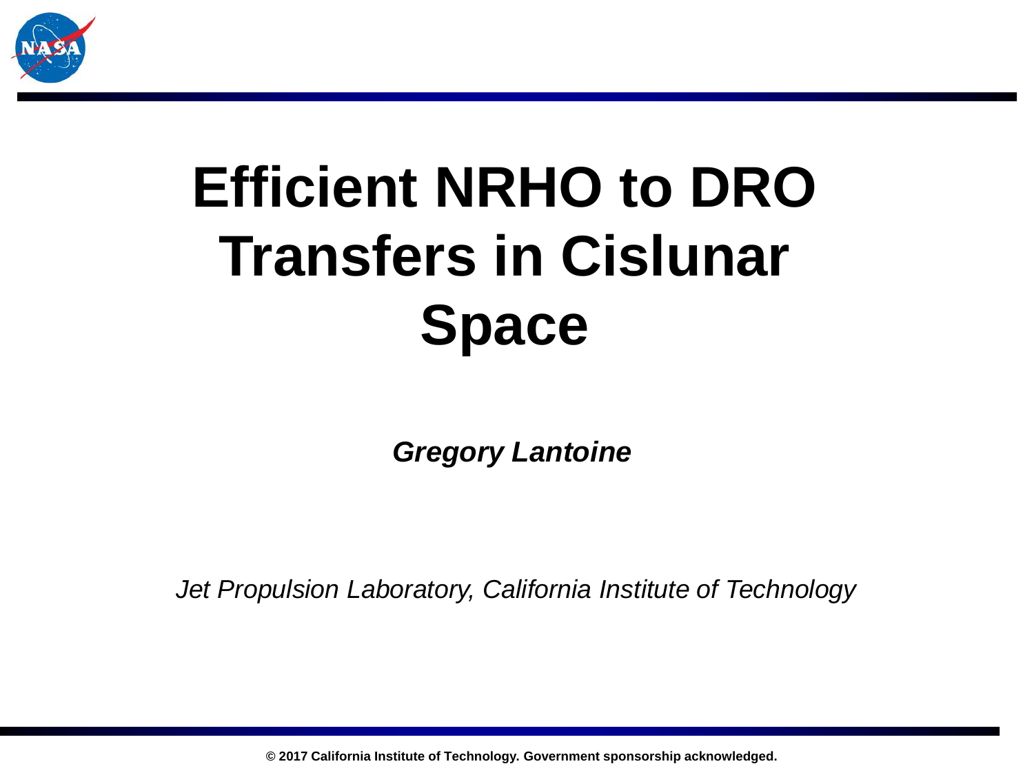# Efficient NRHO to DRO Transfers in Cislunar Space

***Gregory Lantoine***

*Jet Propulsion Laboratory, California Institute of Technology*

**© 2017 California Institute of Technology. Government sponsorship acknowledged.**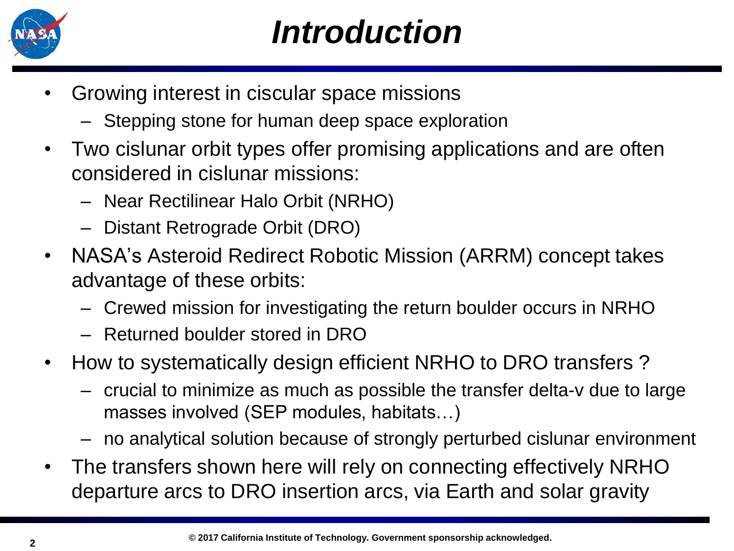# Introduction

- Growing interest in ciscular space missions
  - Stepping stone for human deep space exploration
- Two cislunar orbit types offer promising applications and are often considered in cislunar missions:
  - Near Rectilinear Halo Orbit (NRHO)
  - Distant Retrograde Orbit (DRO)
- NASA's Asteroid Redirect Robotic Mission (ARRM) concept takes advantage of these orbits:
  - Crewed mission for investigating the return boulder occurs in NRHO
  - Returned boulder stored in DRO
- How to systematically design efficient NRHO to DRO transfers ?
  - crucial to minimize as much as possible the transfer delta-v due to large masses involved (SEP modules, habitats…)
  - no analytical solution because of strongly perturbed cislunar environment
- The transfers shown here will rely on connecting effectively NRHO departure arcs to DRO insertion arcs, via Earth and solar gravity

© 2017 California Institute of Technology. Government sponsorship acknowledged.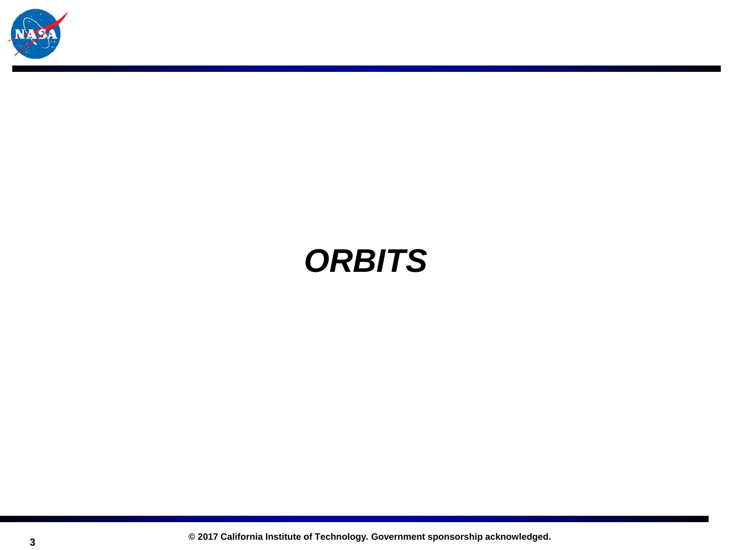# *ORBITS*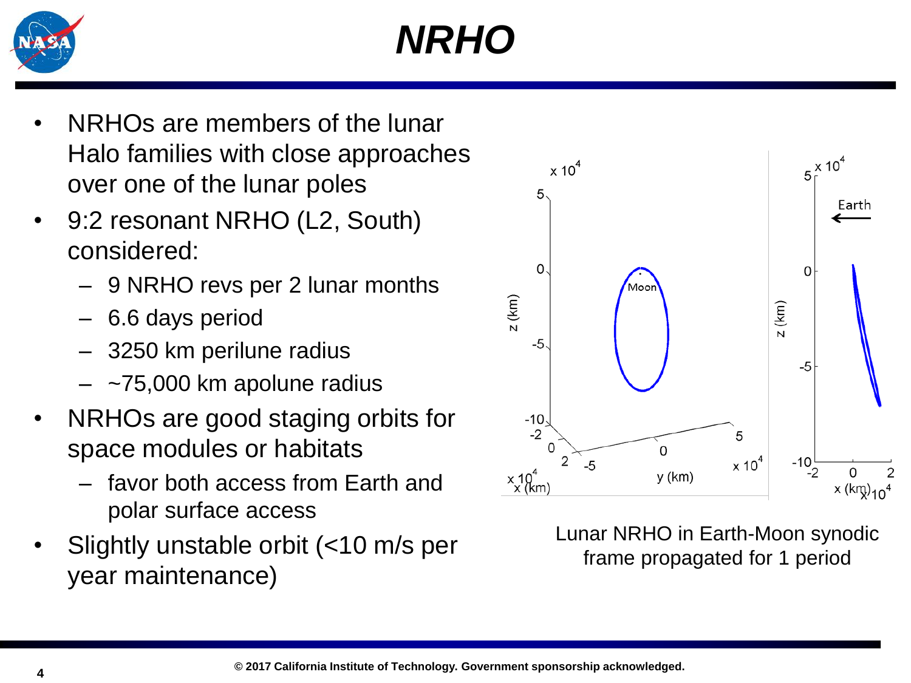# *NRHO*

- NRHOs are members of the lunar Halo families with close approaches over one of the lunar poles
- 9:2 resonant NRHO (L2, South) considered:
  - 9 NRHO revs per 2 lunar months
  - 6.6 days period
  - 3250 km perilune radius
  - ~75,000 km apolune radius
- NRHOs are good staging orbits for space modules or habitats
  - favor both access from Earth and polar surface access
- Slightly unstable orbit (<10 m/s per year maintenance)

Lunar NRHO in Earth-Moon synodic frame propagated for 1 period

© 2017 California Institute of Technology. Government sponsorship acknowledged.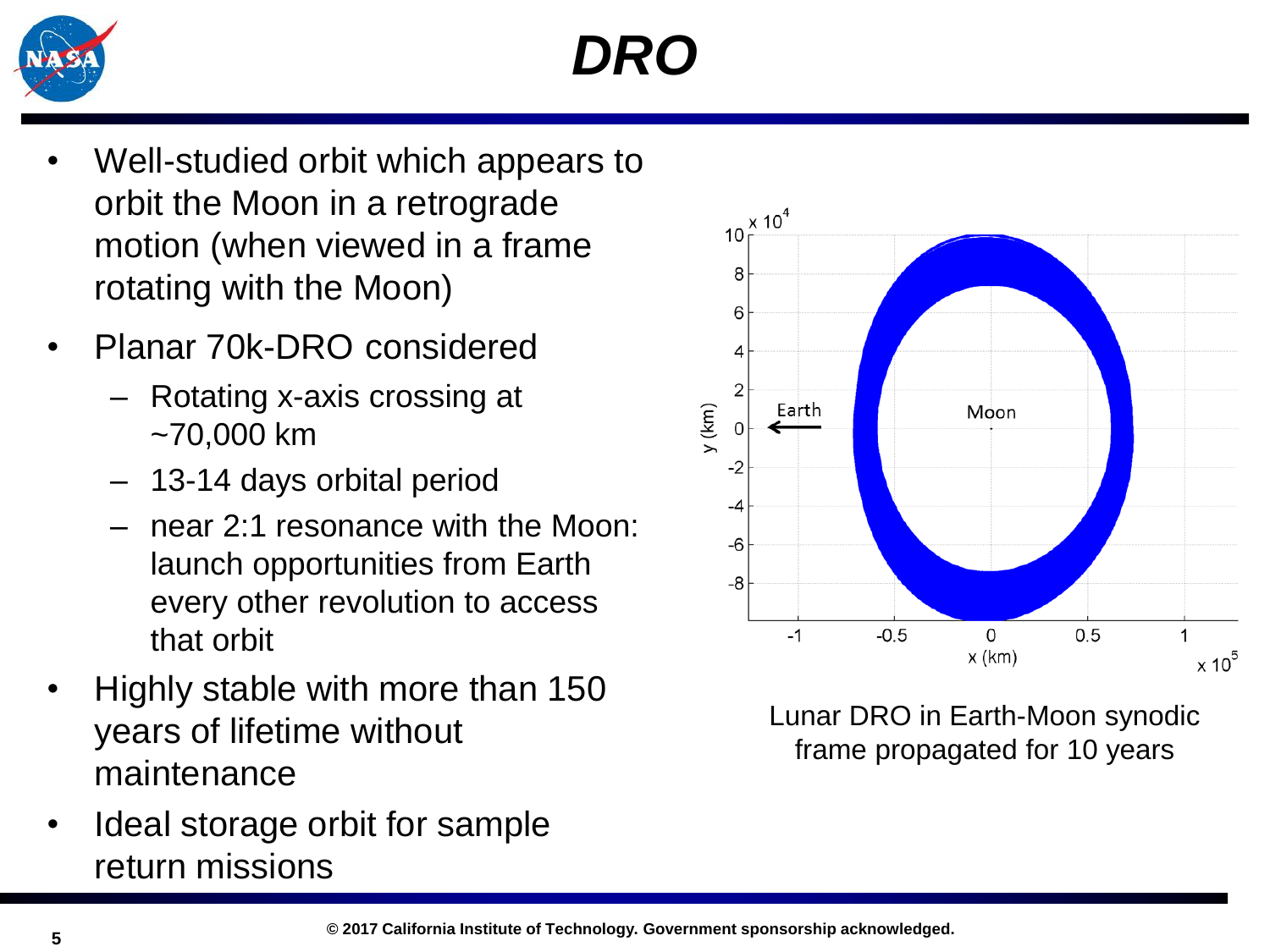# DRO

- Well-studied orbit which appears to orbit the Moon in a retrograde motion (when viewed in a frame rotating with the Moon)
- Planar 70k-DRO considered
  - Rotating x-axis crossing at ~70,000 km
  - 13-14 days orbital period
  - near 2:1 resonance with the Moon: launch opportunities from Earth every other revolution to access that orbit
- Highly stable with more than 150 years of lifetime without maintenance
- Ideal storage orbit for sample return missions

Lunar DRO in Earth-Moon synodic frame propagated for 10 years

© 2017 California Institute of Technology. Government sponsorship acknowledged.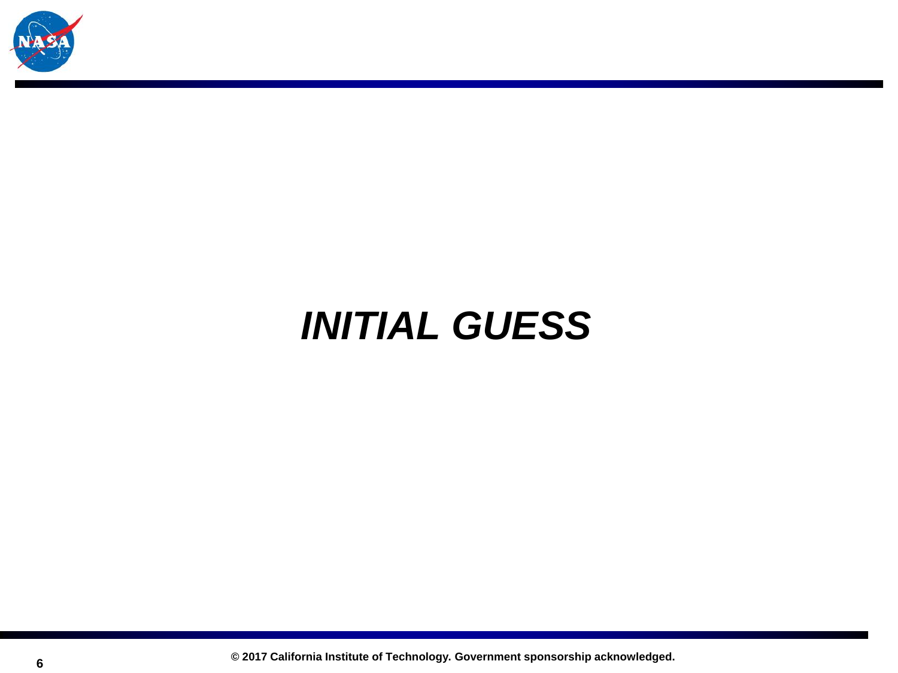# ***INITIAL GUESS***

© 2017 California Institute of Technology. Government sponsorship acknowledged.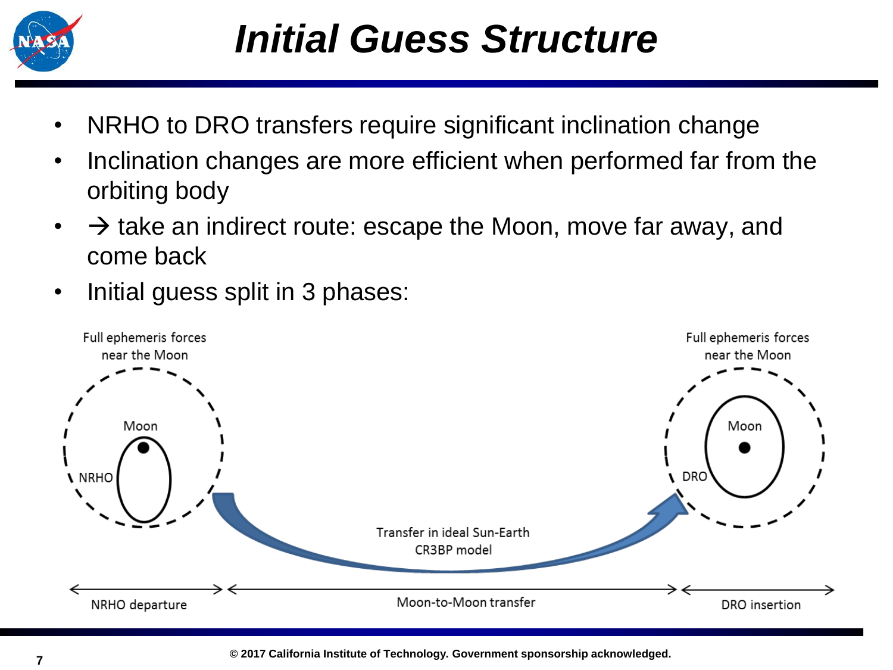# Initial Guess Structure

- NRHO to DRO transfers require significant inclination change
- Inclination changes are more efficient when performed far from the orbiting body
- → take an indirect route: escape the Moon, move far away, and come back
- Initial guess split in 3 phases:

Full ephemeris forces near the Moon

Moon

NRHO

Transfer in ideal Sun-Earth CR3BP model

Full ephemeris forces near the Moon

Moon

DRO

NRHO departure | Moon-to-Moon transfer | DRO insertion

© 2017 California Institute of Technology. Government sponsorship acknowledged.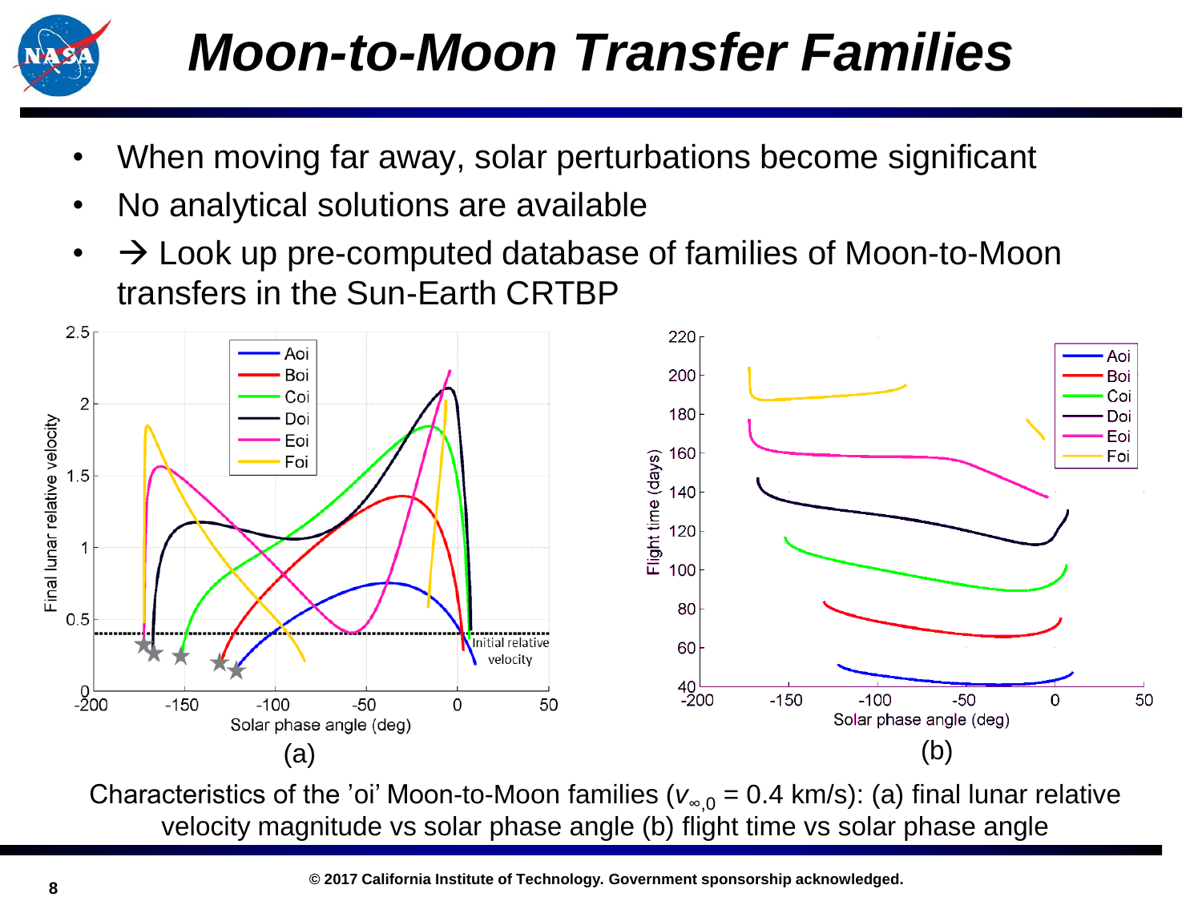# Moon-to-Moon Transfer Families

- When moving far away, solar perturbations become significant
- No analytical solutions are available
- → Look up pre-computed database of families of Moon-to-Moon transfers in the Sun-Earth CRTBP

Characteristics of the 'oi' Moon-to-Moon families ($v_{\infty,0}$ = 0.4 km/s): (a) final lunar relative velocity magnitude vs solar phase angle (b) flight time vs solar phase angle

© 2017 California Institute of Technology. Government sponsorship acknowledged.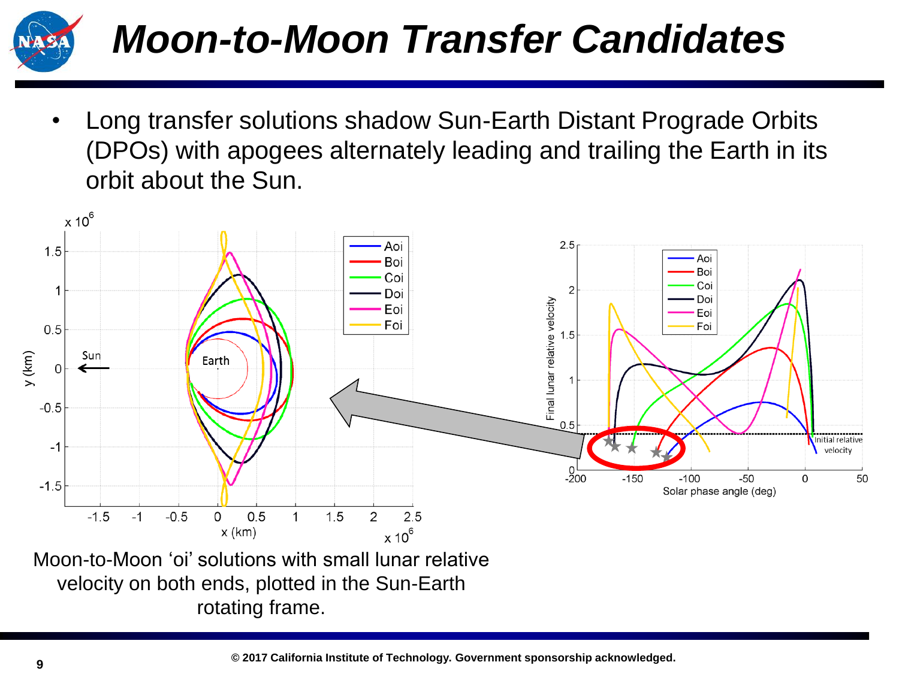# Moon-to-Moon Transfer Candidates

- Long transfer solutions shadow Sun-Earth Distant Prograde Orbits (DPOs) with apogees alternately leading and trailing the Earth in its orbit about the Sun.

Moon-to-Moon 'oi' solutions with small lunar relative velocity on both ends, plotted in the Sun-Earth rotating frame.

© 2017 California Institute of Technology. Government sponsorship acknowledged.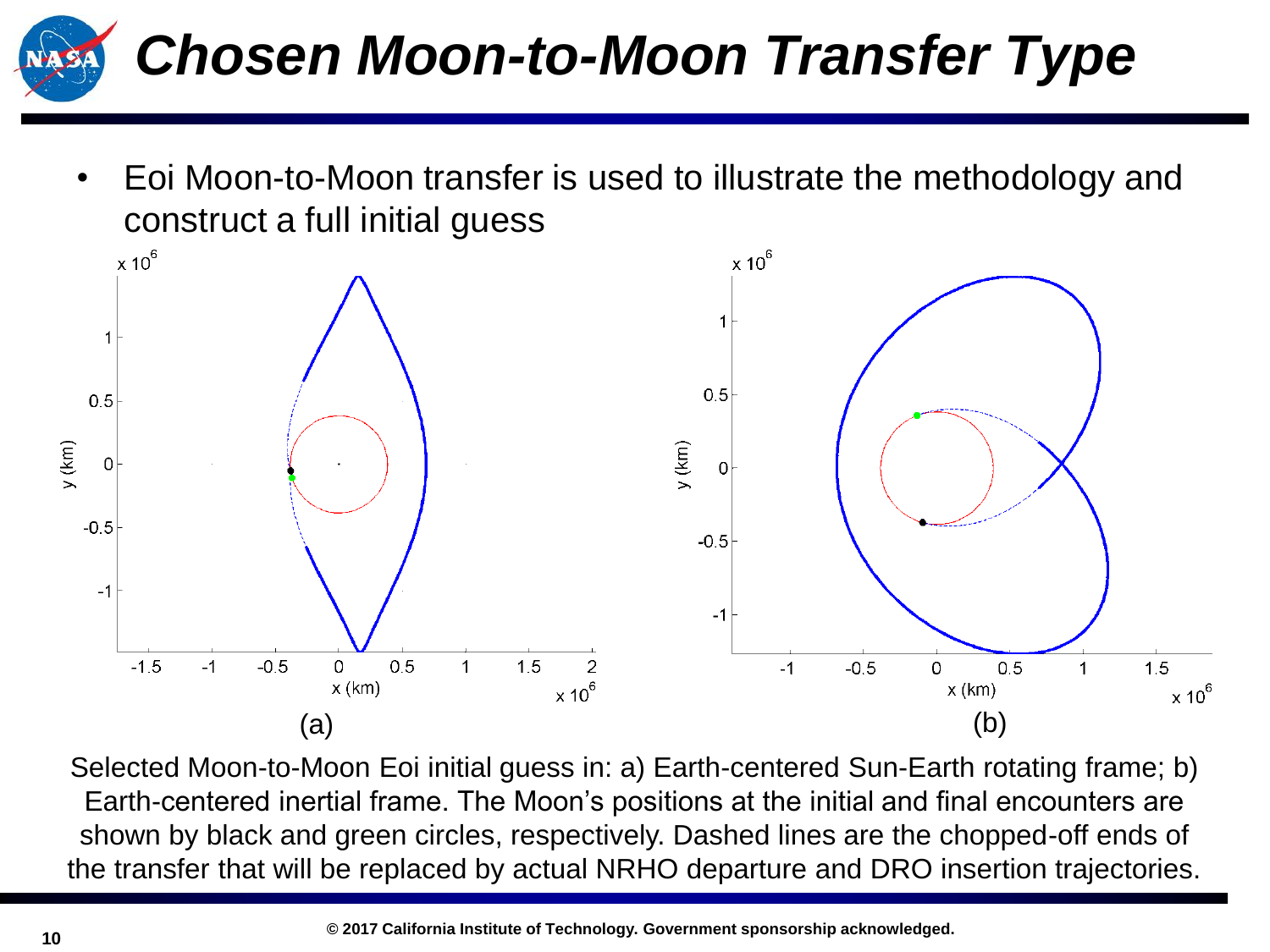# Chosen Moon-to-Moon Transfer Type

- Eoi Moon-to-Moon transfer is used to illustrate the methodology and construct a full initial guess

Selected Moon-to-Moon Eoi initial guess in: a) Earth-centered Sun-Earth rotating frame; b) Earth-centered inertial frame. The Moon's positions at the initial and final encounters are shown by black and green circles, respectively. Dashed lines are the chopped-off ends of the transfer that will be replaced by actual NRHO departure and DRO insertion trajectories.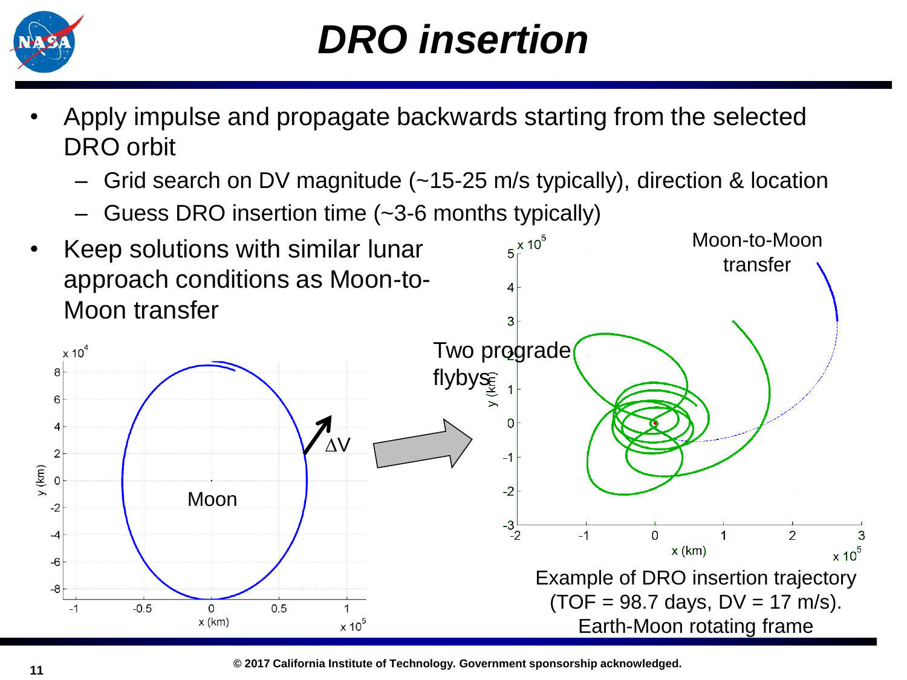# *DRO insertion*

- Apply impulse and propagate backwards starting from the selected DRO orbit
  - Grid search on DV magnitude (~15-25 m/s typically), direction & location
  - Guess DRO insertion time (~3-6 months typically)
- Keep solutions with similar lunar approach conditions as Moon-to-Moon transfer

Example of DRO insertion trajectory (TOF = 98.7 days, DV = 17 m/s). Earth-Moon rotating frame

© 2017 California Institute of Technology. Government sponsorship acknowledged.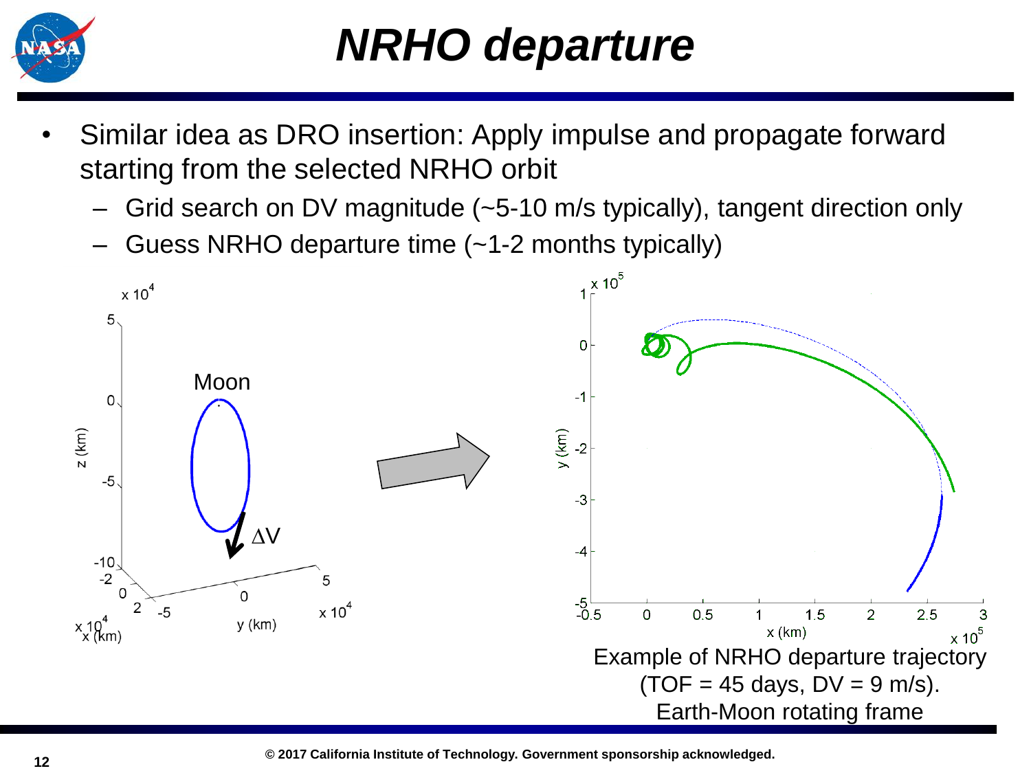# NRHO departure

- Similar idea as DRO insertion: Apply impulse and propagate forward starting from the selected NRHO orbit
  - Grid search on DV magnitude (~5-10 m/s typically), tangent direction only
  - Guess NRHO departure time (~1-2 months typically)

Example of NRHO departure trajectory (TOF = 45 days, DV = 9 m/s). Earth-Moon rotating frame

© 2017 California Institute of Technology. Government sponsorship acknowledged.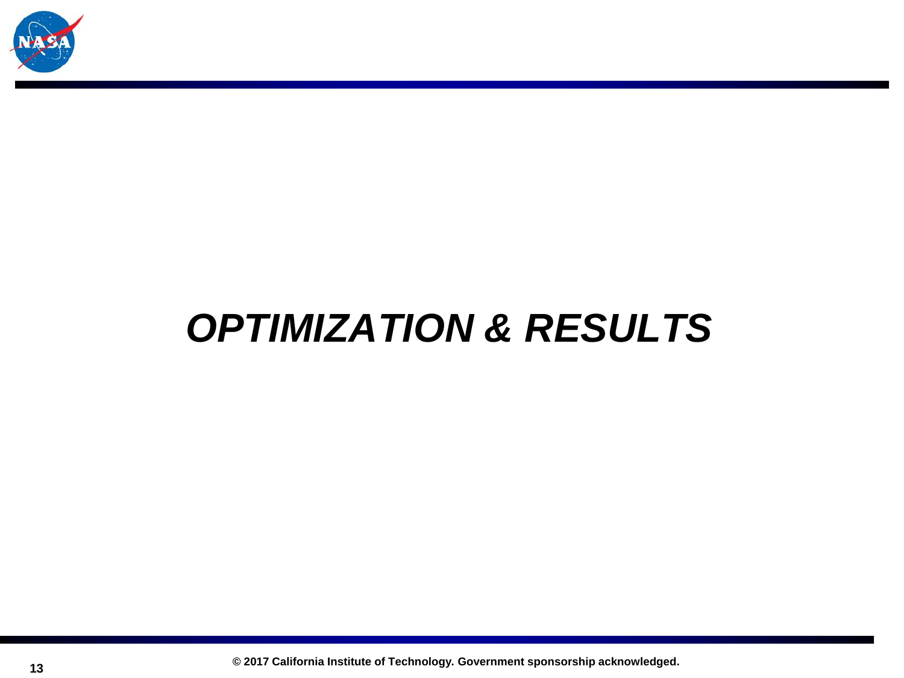# *OPTIMIZATION & RESULTS*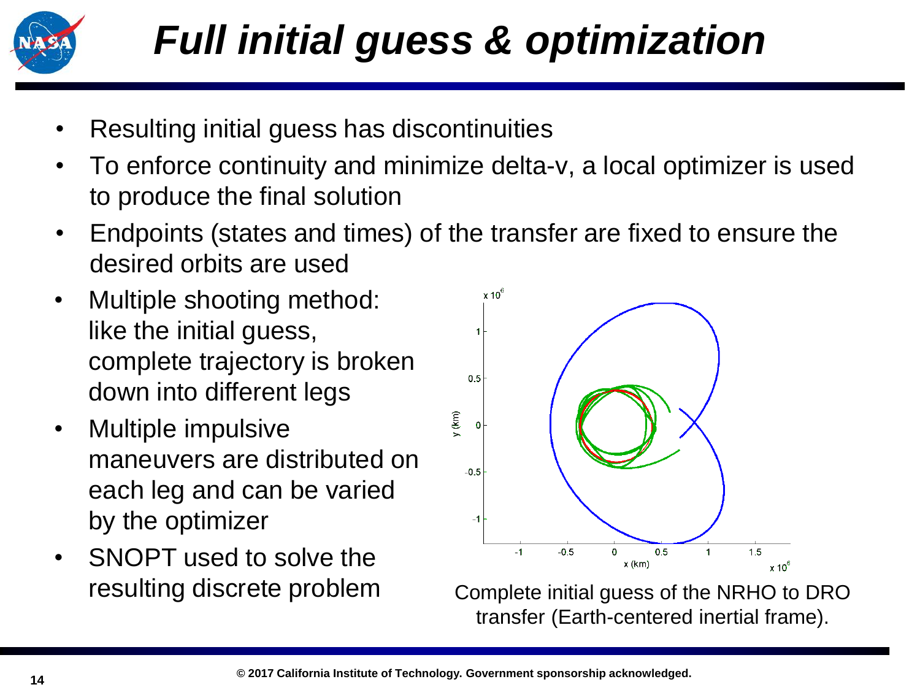# Full initial guess & optimization

- Resulting initial guess has discontinuities
- To enforce continuity and minimize delta-v, a local optimizer is used to produce the final solution
- Endpoints (states and times) of the transfer are fixed to ensure the desired orbits are used
- Multiple shooting method: like the initial guess, complete trajectory is broken down into different legs
- Multiple impulsive maneuvers are distributed on each leg and can be varied by the optimizer
- SNOPT used to solve the resulting discrete problem

Complete initial guess of the NRHO to DRO transfer (Earth-centered inertial frame).

© 2017 California Institute of Technology. Government sponsorship acknowledged.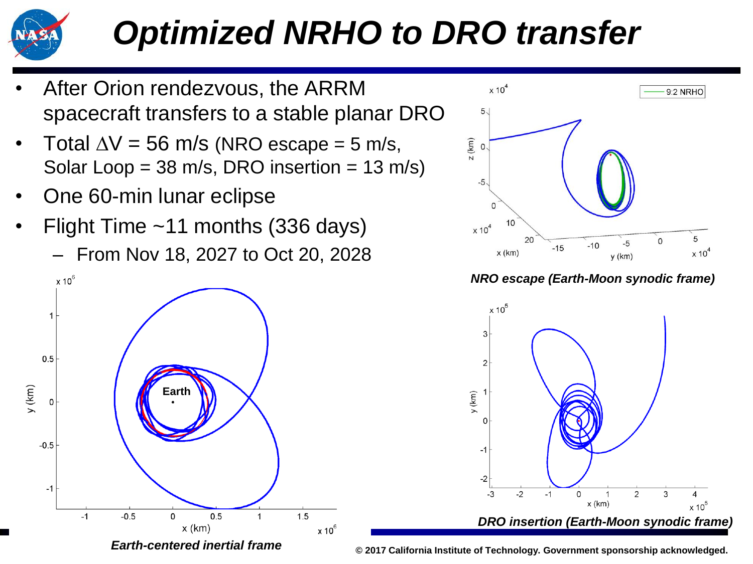# Optimized NRHO to DRO transfer

- After Orion rendezvous, the ARRM spacecraft transfers to a stable planar DRO
- Total $\Delta V$ = 56 m/s (NRO escape = 5 m/s, Solar Loop = 38 m/s, DRO insertion = 13 m/s)
- One 60-min lunar eclipse
- Flight Time ~11 months (336 days)
  - From Nov 18, 2027 to Oct 20, 2028

*NRO escape (Earth-Moon synodic frame)*

*Earth-centered inertial frame*

*DRO insertion (Earth-Moon synodic frame)*

**© 2017 California Institute of Technology. Government sponsorship acknowledged.**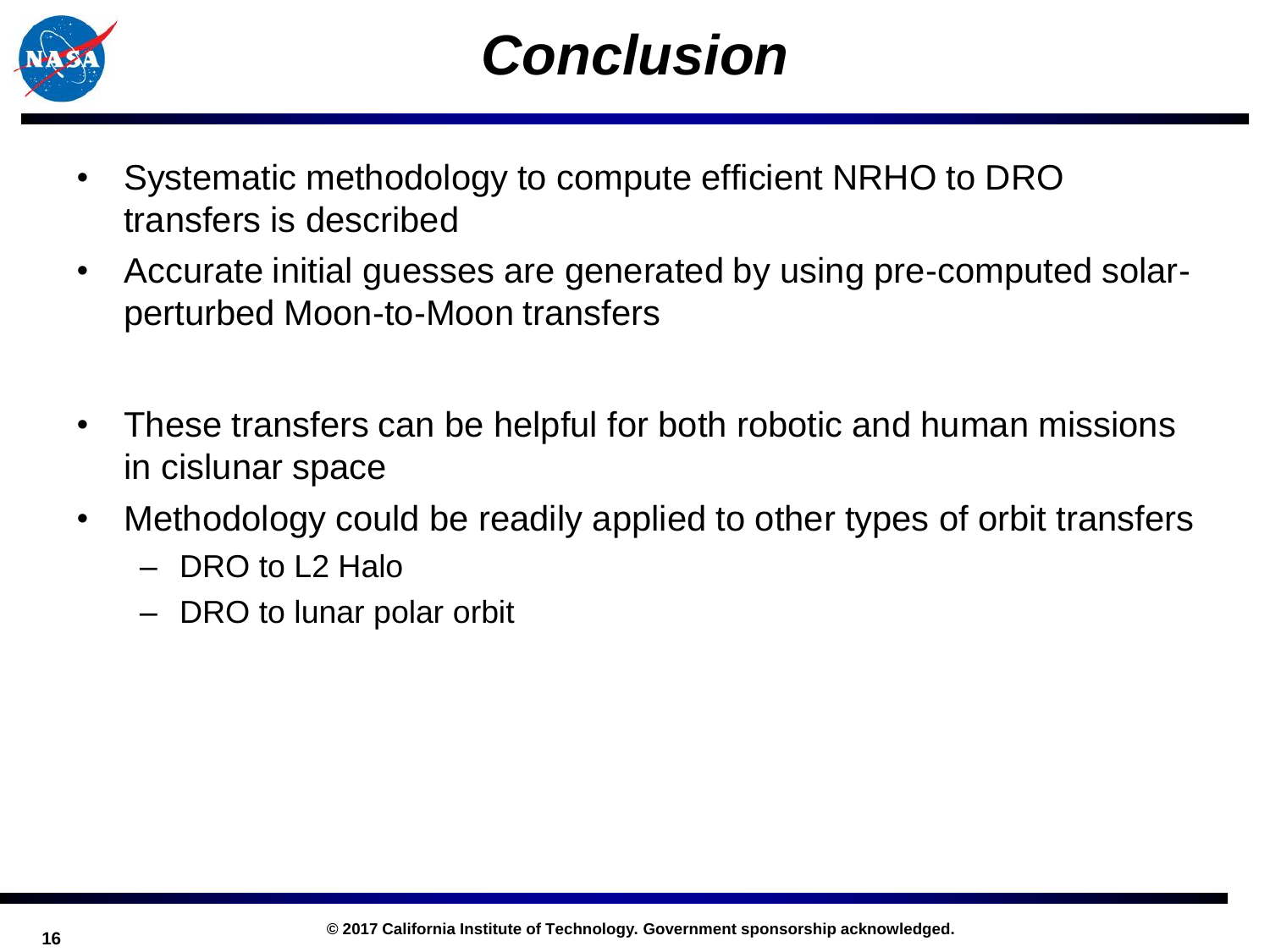# Conclusion

- Systematic methodology to compute efficient NRHO to DRO transfers is described
- Accurate initial guesses are generated by using pre-computed solar-perturbed Moon-to-Moon transfers
- These transfers can be helpful for both robotic and human missions in cislunar space
- Methodology could be readily applied to other types of orbit transfers
  - DRO to L2 Halo
  - DRO to lunar polar orbit

© 2017 California Institute of Technology. Government sponsorship acknowledged.